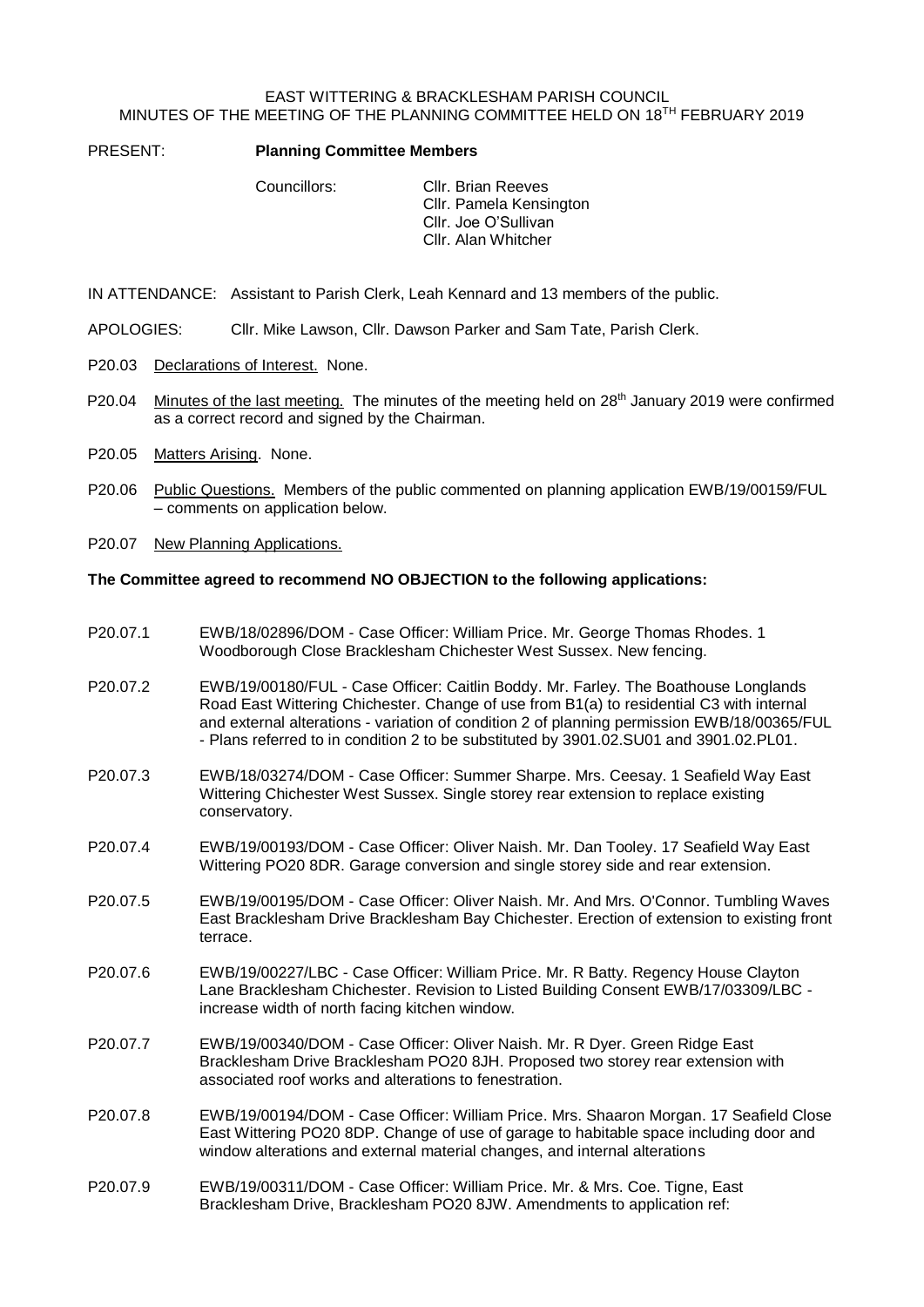EAST WITTERING & BRACKLESHAM PARISH COUNCIL
MINUTES OF THE MEETING OF THE PLANNING COMMITTEE HELD ON 18TH FEBRUARY 2019

PRESENT: **Planning Committee Members**

Councillors: Cllr. Brian Reeves
Cllr. Pamela Kensington
Cllr. Joe O'Sullivan
Cllr. Alan Whitcher

IN ATTENDANCE: Assistant to Parish Clerk, Leah Kennard and 13 members of the public.

APOLOGIES: Cllr. Mike Lawson, Cllr. Dawson Parker and Sam Tate, Parish Clerk.

P20.03 Declarations of Interest. None.

P20.04 Minutes of the last meeting. The minutes of the meeting held on 28th January 2019 were confirmed as a correct record and signed by the Chairman.

P20.05 Matters Arising. None.

P20.06 Public Questions. Members of the public commented on planning application EWB/19/00159/FUL – comments on application below.

P20.07 New Planning Applications.

**The Committee agreed to recommend NO OBJECTION to the following applications:**

P20.07.1 EWB/18/02896/DOM - Case Officer: William Price. Mr. George Thomas Rhodes. 1 Woodborough Close Bracklesham Chichester West Sussex. New fencing.

P20.07.2 EWB/19/00180/FUL - Case Officer: Caitlin Boddy. Mr. Farley. The Boathouse Longlands Road East Wittering Chichester. Change of use from B1(a) to residential C3 with internal and external alterations - variation of condition 2 of planning permission EWB/18/00365/FUL - Plans referred to in condition 2 to be substituted by 3901.02.SU01 and 3901.02.PL01.

P20.07.3 EWB/18/03274/DOM - Case Officer: Summer Sharpe. Mrs. Ceesay. 1 Seafield Way East Wittering Chichester West Sussex. Single storey rear extension to replace existing conservatory.

P20.07.4 EWB/19/00193/DOM - Case Officer: Oliver Naish. Mr. Dan Tooley. 17 Seafield Way East Wittering PO20 8DR. Garage conversion and single storey side and rear extension.

P20.07.5 EWB/19/00195/DOM - Case Officer: Oliver Naish. Mr. And Mrs. O'Connor. Tumbling Waves East Bracklesham Drive Bracklesham Bay Chichester. Erection of extension to existing front terrace.

P20.07.6 EWB/19/00227/LBC - Case Officer: William Price. Mr. R Batty. Regency House Clayton Lane Bracklesham Chichester. Revision to Listed Building Consent EWB/17/03309/LBC - increase width of north facing kitchen window.

P20.07.7 EWB/19/00340/DOM - Case Officer: Oliver Naish. Mr. R Dyer. Green Ridge East Bracklesham Drive Bracklesham PO20 8JH. Proposed two storey rear extension with associated roof works and alterations to fenestration.

P20.07.8 EWB/19/00194/DOM - Case Officer: William Price. Mrs. Shaaron Morgan. 17 Seafield Close East Wittering PO20 8DP. Change of use of garage to habitable space including door and window alterations and external material changes, and internal alterations

P20.07.9 EWB/19/00311/DOM - Case Officer: William Price. Mr. & Mrs. Coe. Tigne, East Bracklesham Drive, Bracklesham PO20 8JW. Amendments to application ref: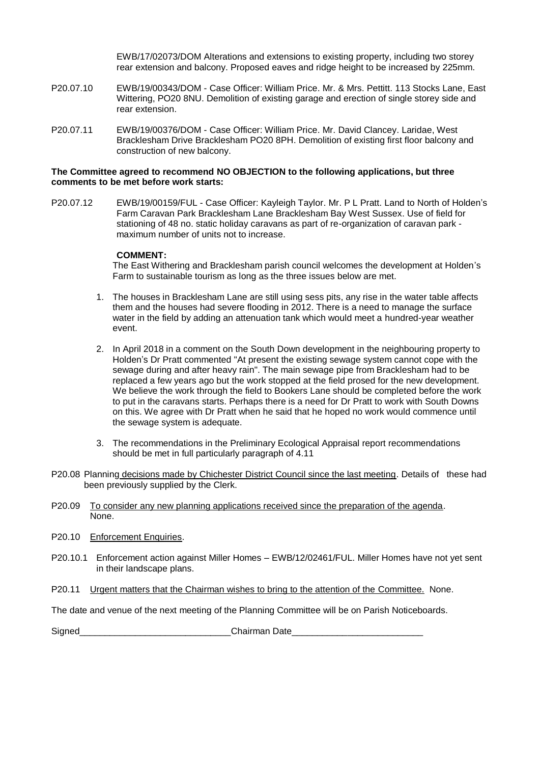EWB/17/02073/DOM Alterations and extensions to existing property, including two storey rear extension and balcony. Proposed eaves and ridge height to be increased by 225mm.

P20.07.10 EWB/19/00343/DOM - Case Officer: William Price. Mr. & Mrs. Pettitt. 113 Stocks Lane, East Wittering, PO20 8NU. Demolition of existing garage and erection of single storey side and rear extension.

P20.07.11 EWB/19/00376/DOM - Case Officer: William Price. Mr. David Clancey. Laridae, West Bracklesham Drive Bracklesham PO20 8PH. Demolition of existing first floor balcony and construction of new balcony.

**The Committee agreed to recommend NO OBJECTION to the following applications, but three comments to be met before work starts:**

P20.07.12 EWB/19/00159/FUL - Case Officer: Kayleigh Taylor. Mr. P L Pratt. Land to North of Holden's Farm Caravan Park Bracklesham Lane Bracklesham Bay West Sussex. Use of field for stationing of 48 no. static holiday caravans as part of re-organization of caravan park - maximum number of units not to increase.

**COMMENT:**

The East Withering and Bracklesham parish council welcomes the development at Holden's Farm to sustainable tourism as long as the three issues below are met.

1. The houses in Bracklesham Lane are still using sess pits, any rise in the water table affects them and the houses had severe flooding in 2012. There is a need to manage the surface water in the field by adding an attenuation tank which would meet a hundred-year weather event.
2. In April 2018 in a comment on the South Down development in the neighbouring property to Holden's Dr Pratt commented "At present the existing sewage system cannot cope with the sewage during and after heavy rain". The main sewage pipe from Bracklesham had to be replaced a few years ago but the work stopped at the field prosed for the new development. We believe the work through the field to Bookers Lane should be completed before the work to put in the caravans starts. Perhaps there is a need for Dr Pratt to work with South Downs on this. We agree with Dr Pratt when he said that he hoped no work would commence until the sewage system is adequate.
3. The recommendations in the Preliminary Ecological Appraisal report recommendations should be met in full particularly paragraph of 4.11

P20.08 Planning decisions made by Chichester District Council since the last meeting. Details of these had been previously supplied by the Clerk.

P20.09 To consider any new planning applications received since the preparation of the agenda. None.

P20.10 Enforcement Enquiries.

P20.10.1 Enforcement action against Miller Homes – EWB/12/02461/FUL. Miller Homes have not yet sent in their landscape plans.

P20.11 Urgent matters that the Chairman wishes to bring to the attention of the Committee. None.

The date and venue of the next meeting of the Planning Committee will be on Parish Noticeboards.

Signed______________________________Chairman Date__________________________